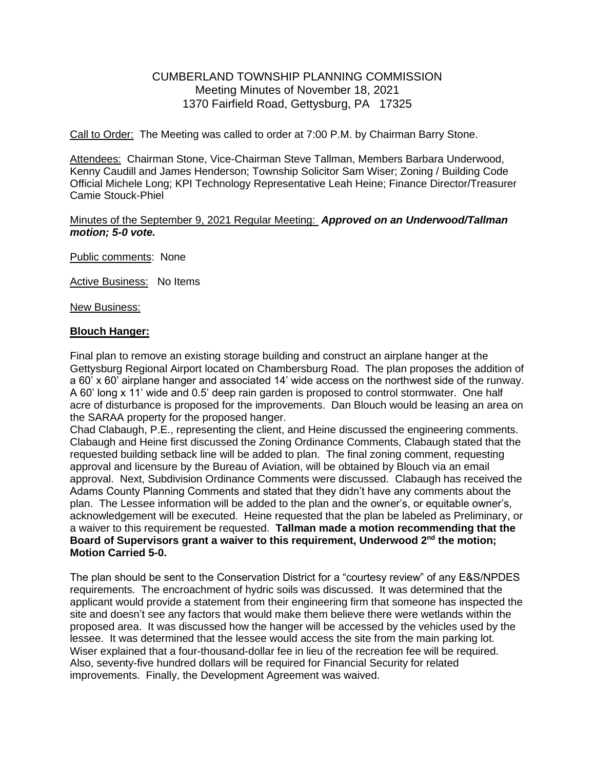CUMBERLAND TOWNSHIP PLANNING COMMISSION
Meeting Minutes of November 18, 2021
1370 Fairfield Road, Gettysburg, PA 17325

Call to Order: The Meeting was called to order at 7:00 P.M. by Chairman Barry Stone.

Attendees: Chairman Stone, Vice-Chairman Steve Tallman, Members Barbara Underwood, Kenny Caudill and James Henderson; Township Solicitor Sam Wiser; Zoning / Building Code Official Michele Long; KPI Technology Representative Leah Heine; Finance Director/Treasurer Camie Stouck-Phiel

Minutes of the September 9, 2021 Regular Meeting: ***Approved on an Underwood/Tallman motion; 5-0 vote.***

Public comments: None

Active Business: No Items

New Business:

**Blouch Hanger:**

Final plan to remove an existing storage building and construct an airplane hanger at the Gettysburg Regional Airport located on Chambersburg Road. The plan proposes the addition of a 60' x 60' airplane hanger and associated 14' wide access on the northwest side of the runway. A 60' long x 11' wide and 0.5' deep rain garden is proposed to control stormwater. One half acre of disturbance is proposed for the improvements. Dan Blouch would be leasing an area on the SARAA property for the proposed hanger.
Chad Clabaugh, P.E., representing the client, and Heine discussed the engineering comments. Clabaugh and Heine first discussed the Zoning Ordinance Comments, Clabaugh stated that the requested building setback line will be added to plan. The final zoning comment, requesting approval and licensure by the Bureau of Aviation, will be obtained by Blouch via an email approval. Next, Subdivision Ordinance Comments were discussed. Clabaugh has received the Adams County Planning Comments and stated that they didn't have any comments about the plan. The Lessee information will be added to the plan and the owner's, or equitable owner's, acknowledgement will be executed. Heine requested that the plan be labeled as Preliminary, or a waiver to this requirement be requested. **Tallman made a motion recommending that the Board of Supervisors grant a waiver to this requirement, Underwood 2nd the motion; Motion Carried 5-0.**

The plan should be sent to the Conservation District for a "courtesy review" of any E&S/NPDES requirements. The encroachment of hydric soils was discussed. It was determined that the applicant would provide a statement from their engineering firm that someone has inspected the site and doesn't see any factors that would make them believe there were wetlands within the proposed area. It was discussed how the hanger will be accessed by the vehicles used by the lessee. It was determined that the lessee would access the site from the main parking lot. Wiser explained that a four-thousand-dollar fee in lieu of the recreation fee will be required. Also, seventy-five hundred dollars will be required for Financial Security for related improvements. Finally, the Development Agreement was waived.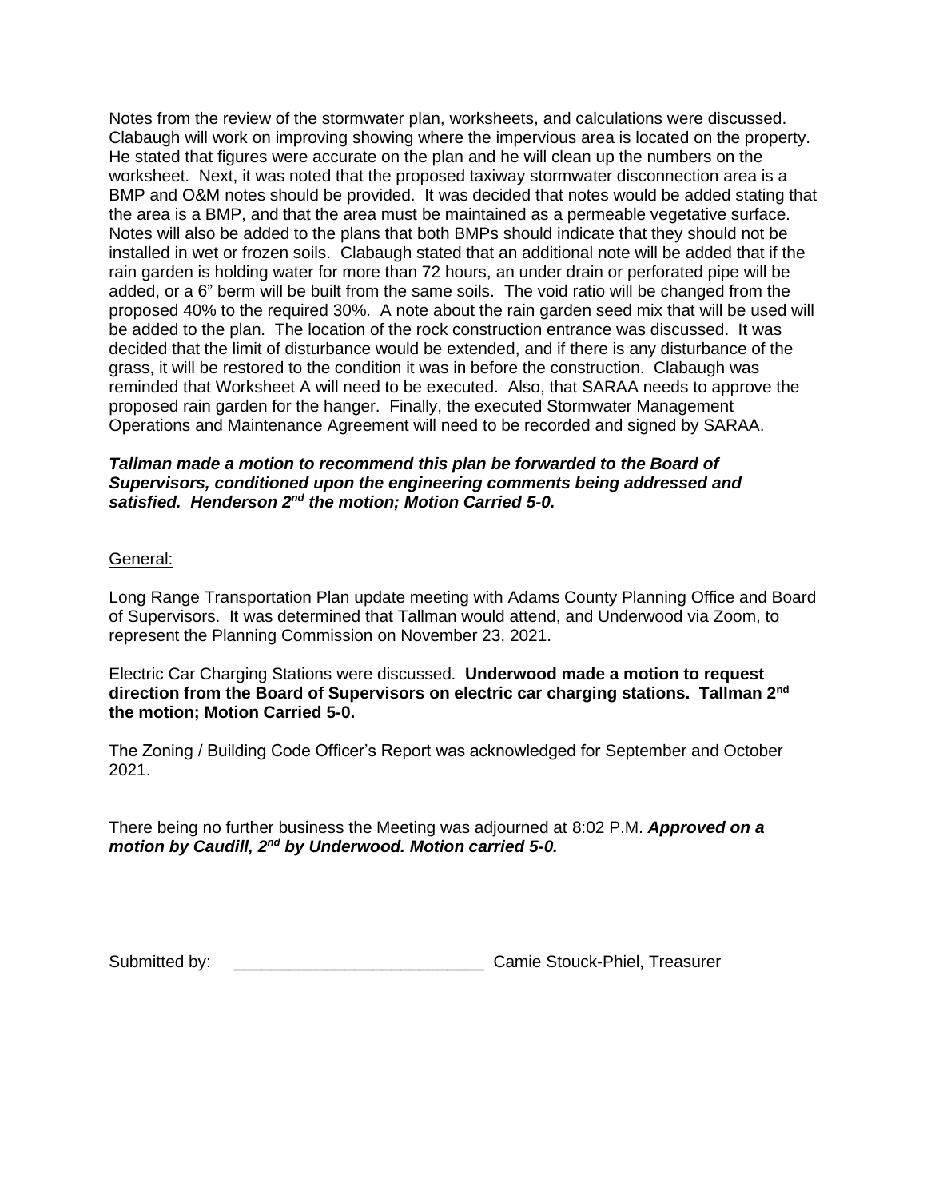Notes from the review of the stormwater plan, worksheets, and calculations were discussed. Clabaugh will work on improving showing where the impervious area is located on the property. He stated that figures were accurate on the plan and he will clean up the numbers on the worksheet. Next, it was noted that the proposed taxiway stormwater disconnection area is a BMP and O&M notes should be provided. It was decided that notes would be added stating that the area is a BMP, and that the area must be maintained as a permeable vegetative surface. Notes will also be added to the plans that both BMPs should indicate that they should not be installed in wet or frozen soils. Clabaugh stated that an additional note will be added that if the rain garden is holding water for more than 72 hours, an under drain or perforated pipe will be added, or a 6" berm will be built from the same soils. The void ratio will be changed from the proposed 40% to the required 30%. A note about the rain garden seed mix that will be used will be added to the plan. The location of the rock construction entrance was discussed. It was decided that the limit of disturbance would be extended, and if there is any disturbance of the grass, it will be restored to the condition it was in before the construction. Clabaugh was reminded that Worksheet A will need to be executed. Also, that SARAA needs to approve the proposed rain garden for the hanger. Finally, the executed Stormwater Management Operations and Maintenance Agreement will need to be recorded and signed by SARAA.

***Tallman made a motion to recommend this plan be forwarded to the Board of Supervisors, conditioned upon the engineering comments being addressed and satisfied. Henderson 2nd the motion; Motion Carried 5-0.***

General:

Long Range Transportation Plan update meeting with Adams County Planning Office and Board of Supervisors. It was determined that Tallman would attend, and Underwood via Zoom, to represent the Planning Commission on November 23, 2021.

Electric Car Charging Stations were discussed. **Underwood made a motion to request direction from the Board of Supervisors on electric car charging stations. Tallman 2nd the motion; Motion Carried 5-0.**

The Zoning / Building Code Officer's Report was acknowledged for September and October 2021.

There being no further business the Meeting was adjourned at 8:02 P.M. ***Approved on a motion by Caudill, 2nd by Underwood. Motion carried 5-0.***

Submitted by: \_\_\_\_\_\_\_\_\_\_\_\_\_\_\_\_\_\_\_\_\_\_\_\_\_\_\_ Camie Stouck-Phiel, Treasurer